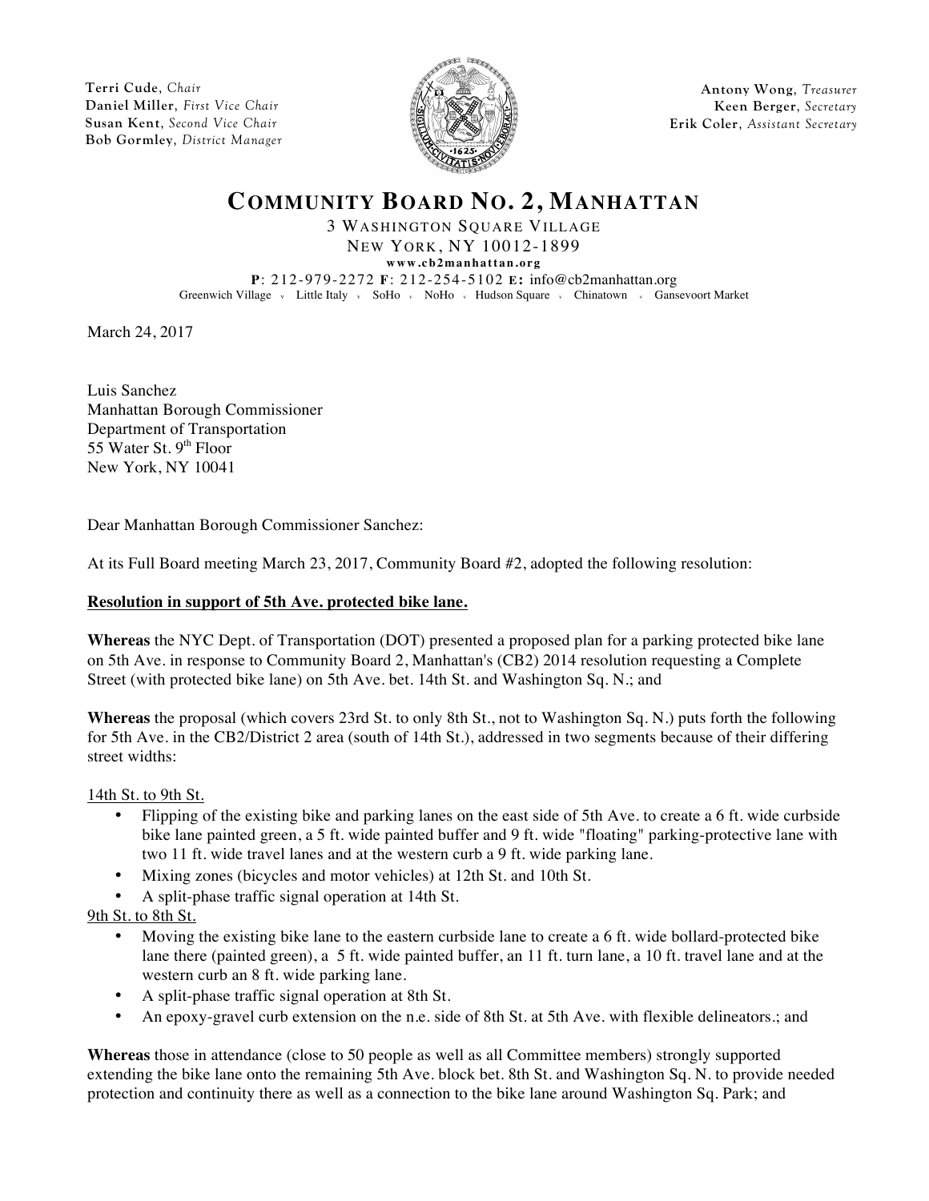Terri Cude, *Chair*
Daniel Miller, *First Vice Chair*
Susan Kent, *Second Vice Chair*
Bob Gormley, *District Manager*

Antony Wong, *Treasurer*
Keen Berger, *Secretary*
Erik Coler, *Assistant Secretary*

# COMMUNITY BOARD NO. 2, MANHATTAN

3 WASHINGTON SQUARE VILLAGE
NEW YORK, NY 10012-1899
www.cb2manhattan.org
**P**: 212-979-2272 **F**: 212-254-5102 **E:** info@cb2manhattan.org
Greenwich Village · Little Italy · SoHo · NoHo · Hudson Square · Chinatown · Gansevoort Market

March 24, 2017

Luis Sanchez
Manhattan Borough Commissioner
Department of Transportation
55 Water St. 9th Floor
New York, NY 10041

Dear Manhattan Borough Commissioner Sanchez:

At its Full Board meeting March 23, 2017, Community Board #2, adopted the following resolution:

**Resolution in support of 5th Ave. protected bike lane.**

**Whereas** the NYC Dept. of Transportation (DOT) presented a proposed plan for a parking protected bike lane on 5th Ave. in response to Community Board 2, Manhattan's (CB2) 2014 resolution requesting a Complete Street (with protected bike lane) on 5th Ave. bet. 14th St. and Washington Sq. N.; and

**Whereas** the proposal (which covers 23rd St. to only 8th St., not to Washington Sq. N.) puts forth the following for 5th Ave. in the CB2/District 2 area (south of 14th St.), addressed in two segments because of their differing street widths:

14th St. to 9th St.

- Flipping of the existing bike and parking lanes on the east side of 5th Ave. to create a 6 ft. wide curbside bike lane painted green, a 5 ft. wide painted buffer and 9 ft. wide "floating" parking-protective lane with two 11 ft. wide travel lanes and at the western curb a 9 ft. wide parking lane.
- Mixing zones (bicycles and motor vehicles) at 12th St. and 10th St.
- A split-phase traffic signal operation at 14th St.

9th St. to 8th St.

- Moving the existing bike lane to the eastern curbside lane to create a 6 ft. wide bollard-protected bike lane there (painted green), a 5 ft. wide painted buffer, an 11 ft. turn lane, a 10 ft. travel lane and at the western curb an 8 ft. wide parking lane.
- A split-phase traffic signal operation at 8th St.
- An epoxy-gravel curb extension on the n.e. side of 8th St. at 5th Ave. with flexible delineators.; and

**Whereas** those in attendance (close to 50 people as well as all Committee members) strongly supported extending the bike lane onto the remaining 5th Ave. block bet. 8th St. and Washington Sq. N. to provide needed protection and continuity there as well as a connection to the bike lane around Washington Sq. Park; and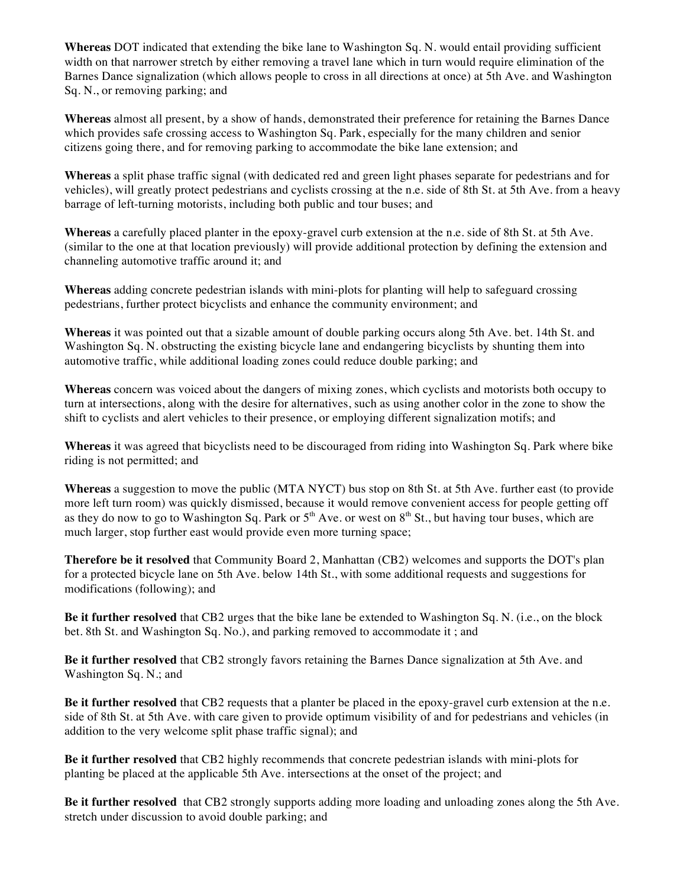**Whereas** DOT indicated that extending the bike lane to Washington Sq. N. would entail providing sufficient width on that narrower stretch by either removing a travel lane which in turn would require elimination of the Barnes Dance signalization (which allows people to cross in all directions at once) at 5th Ave. and Washington Sq. N., or removing parking; and

**Whereas** almost all present, by a show of hands, demonstrated their preference for retaining the Barnes Dance which provides safe crossing access to Washington Sq. Park, especially for the many children and senior citizens going there, and for removing parking to accommodate the bike lane extension; and

**Whereas** a split phase traffic signal (with dedicated red and green light phases separate for pedestrians and for vehicles), will greatly protect pedestrians and cyclists crossing at the n.e. side of 8th St. at 5th Ave. from a heavy barrage of left-turning motorists, including both public and tour buses; and

**Whereas** a carefully placed planter in the epoxy-gravel curb extension at the n.e. side of 8th St. at 5th Ave. (similar to the one at that location previously) will provide additional protection by defining the extension and channeling automotive traffic around it; and

**Whereas** adding concrete pedestrian islands with mini-plots for planting will help to safeguard crossing pedestrians, further protect bicyclists and enhance the community environment; and

**Whereas** it was pointed out that a sizable amount of double parking occurs along 5th Ave. bet. 14th St. and Washington Sq. N. obstructing the existing bicycle lane and endangering bicyclists by shunting them into automotive traffic, while additional loading zones could reduce double parking; and

**Whereas** concern was voiced about the dangers of mixing zones, which cyclists and motorists both occupy to turn at intersections, along with the desire for alternatives, such as using another color in the zone to show the shift to cyclists and alert vehicles to their presence, or employing different signalization motifs; and

**Whereas** it was agreed that bicyclists need to be discouraged from riding into Washington Sq. Park where bike riding is not permitted; and

**Whereas** a suggestion to move the public (MTA NYCT) bus stop on 8th St. at 5th Ave. further east (to provide more left turn room) was quickly dismissed, because it would remove convenient access for people getting off as they do now to go to Washington Sq. Park or 5th Ave. or west on 8th St., but having tour buses, which are much larger, stop further east would provide even more turning space;

**Therefore be it resolved** that Community Board 2, Manhattan (CB2) welcomes and supports the DOT's plan for a protected bicycle lane on 5th Ave. below 14th St., with some additional requests and suggestions for modifications (following); and

**Be it further resolved** that CB2 urges that the bike lane be extended to Washington Sq. N. (i.e., on the block bet. 8th St. and Washington Sq. No.), and parking removed to accommodate it ; and

**Be it further resolved** that CB2 strongly favors retaining the Barnes Dance signalization at 5th Ave. and Washington Sq. N.; and

**Be it further resolved** that CB2 requests that a planter be placed in the epoxy-gravel curb extension at the n.e. side of 8th St. at 5th Ave. with care given to provide optimum visibility of and for pedestrians and vehicles (in addition to the very welcome split phase traffic signal); and

**Be it further resolved** that CB2 highly recommends that concrete pedestrian islands with mini-plots for planting be placed at the applicable 5th Ave. intersections at the onset of the project; and

**Be it further resolved** that CB2 strongly supports adding more loading and unloading zones along the 5th Ave. stretch under discussion to avoid double parking; and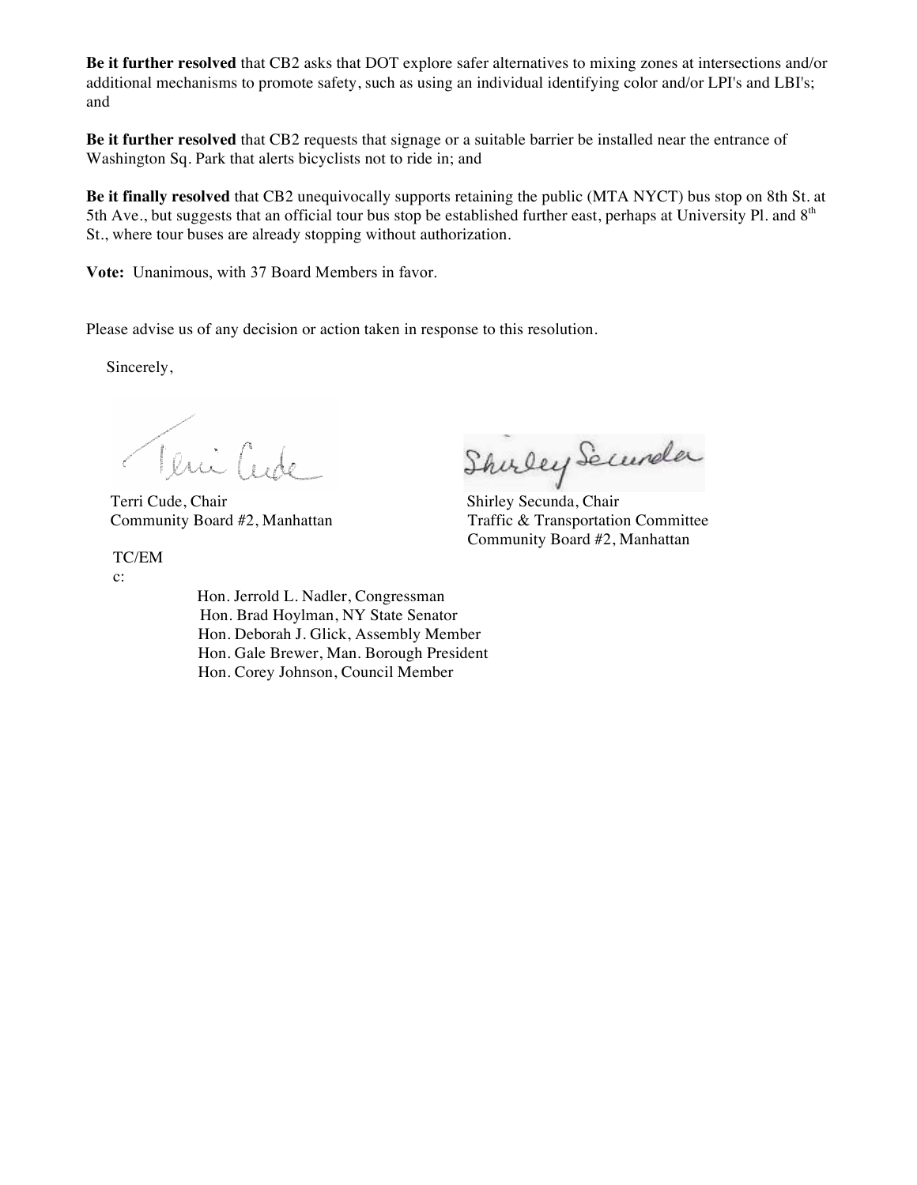**Be it further resolved** that CB2 asks that DOT explore safer alternatives to mixing zones at intersections and/or additional mechanisms to promote safety, such as using an individual identifying color and/or LPI's and LBI's; and

**Be it further resolved** that CB2 requests that signage or a suitable barrier be installed near the entrance of Washington Sq. Park that alerts bicyclists not to ride in; and

**Be it finally resolved** that CB2 unequivocally supports retaining the public (MTA NYCT) bus stop on 8th St. at 5th Ave., but suggests that an official tour bus stop be established further east, perhaps at University Pl. and 8th St., where tour buses are already stopping without authorization.

**Vote:** Unanimous, with 37 Board Members in favor.

Please advise us of any decision or action taken in response to this resolution.

Sincerely,

Terri Cude, Chair
Community Board #2, Manhattan

Shirley Secunda, Chair
Traffic & Transportation Committee
Community Board #2, Manhattan

TC/EM
c:

Hon. Jerrold L. Nadler, Congressman
Hon. Brad Hoylman, NY State Senator
Hon. Deborah J. Glick, Assembly Member
Hon. Gale Brewer, Man. Borough President
Hon. Corey Johnson, Council Member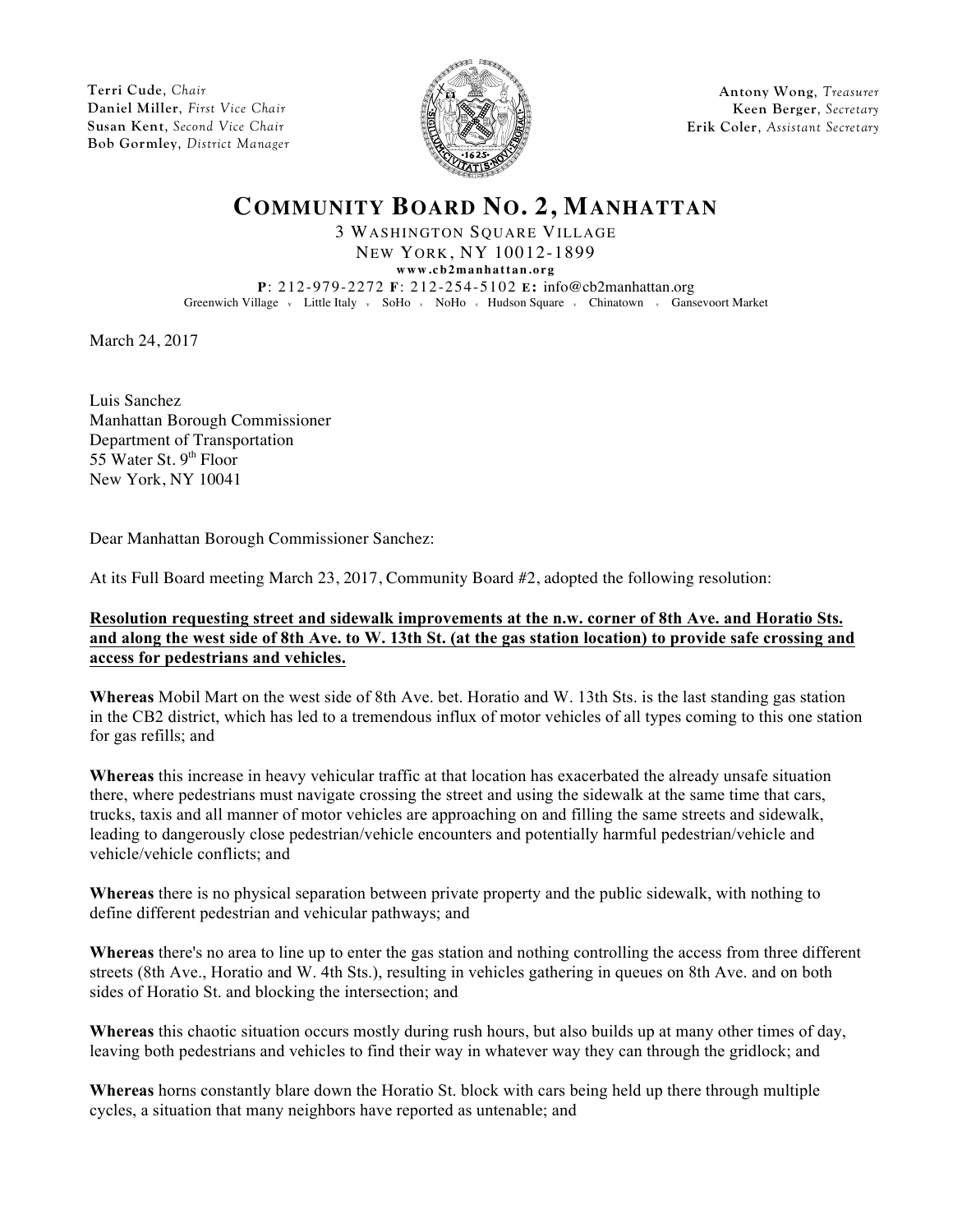**Terri Cude**, *Chair*
**Daniel Miller**, *First Vice Chair*
**Susan Kent**, *Second Vice Chair*
**Bob Gormley**, *District Manager*

**Antony Wong**, *Treasurer*
**Keen Berger**, *Secretary*
**Erik Coler**, *Assistant Secretary*

# COMMUNITY BOARD NO. 2, MANHATTAN

3 WASHINGTON SQUARE VILLAGE
NEW YORK, NY 10012-1899
**www.cb2manhattan.org**
**P**: 212-979-2272 **F**: 212-254-5102 **E:** info@cb2manhattan.org
Greenwich Village v Little Italy v SoHo v NoHo v Hudson Square v Chinatown v Gansevoort Market

March 24, 2017

Luis Sanchez
Manhattan Borough Commissioner
Department of Transportation
55 Water St. 9th Floor
New York, NY 10041

Dear Manhattan Borough Commissioner Sanchez:

At its Full Board meeting March 23, 2017, Community Board #2, adopted the following resolution:

**Resolution requesting street and sidewalk improvements at the n.w. corner of 8th Ave. and Horatio Sts. and along the west side of 8th Ave. to W. 13th St. (at the gas station location) to provide safe crossing and access for pedestrians and vehicles.**

**Whereas** Mobil Mart on the west side of 8th Ave. bet. Horatio and W. 13th Sts. is the last standing gas station in the CB2 district, which has led to a tremendous influx of motor vehicles of all types coming to this one station for gas refills; and

**Whereas** this increase in heavy vehicular traffic at that location has exacerbated the already unsafe situation there, where pedestrians must navigate crossing the street and using the sidewalk at the same time that cars, trucks, taxis and all manner of motor vehicles are approaching on and filling the same streets and sidewalk, leading to dangerously close pedestrian/vehicle encounters and potentially harmful pedestrian/vehicle and vehicle/vehicle conflicts; and

**Whereas** there is no physical separation between private property and the public sidewalk, with nothing to define different pedestrian and vehicular pathways; and

**Whereas** there's no area to line up to enter the gas station and nothing controlling the access from three different streets (8th Ave., Horatio and W. 4th Sts.), resulting in vehicles gathering in queues on 8th Ave. and on both sides of Horatio St. and blocking the intersection; and

**Whereas** this chaotic situation occurs mostly during rush hours, but also builds up at many other times of day, leaving both pedestrians and vehicles to find their way in whatever way they can through the gridlock; and

**Whereas** horns constantly blare down the Horatio St. block with cars being held up there through multiple cycles, a situation that many neighbors have reported as untenable; and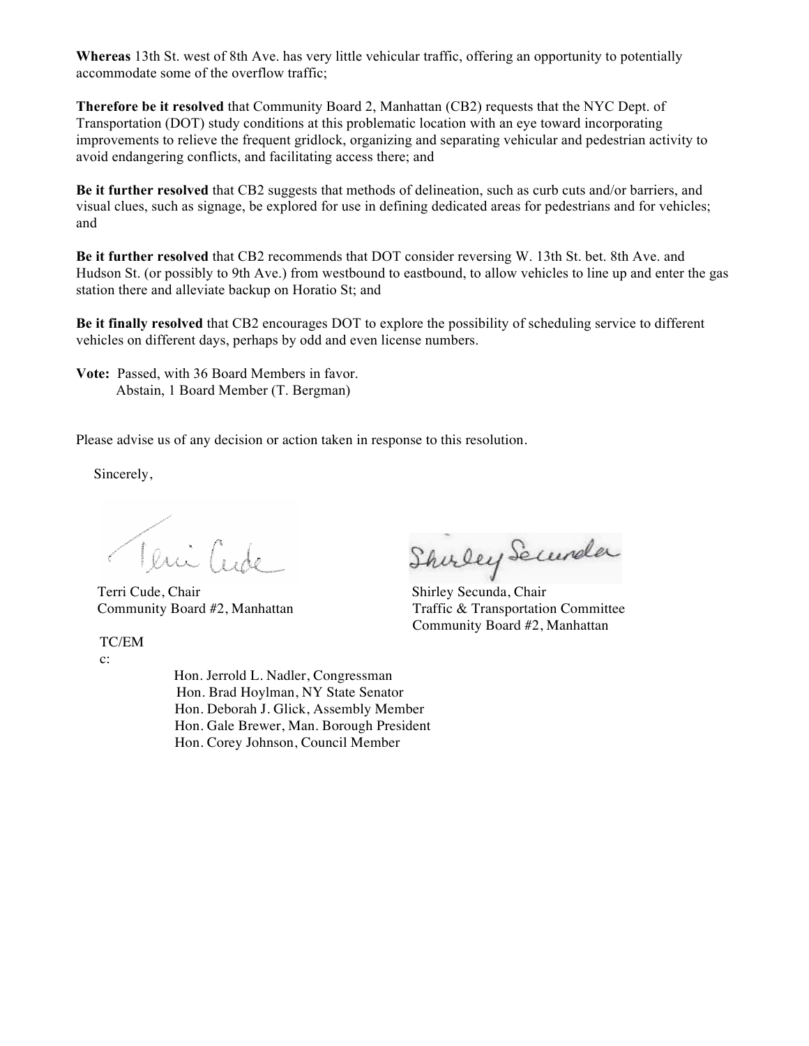**Whereas** 13th St. west of 8th Ave. has very little vehicular traffic, offering an opportunity to potentially accommodate some of the overflow traffic;

**Therefore be it resolved** that Community Board 2, Manhattan (CB2) requests that the NYC Dept. of Transportation (DOT) study conditions at this problematic location with an eye toward incorporating improvements to relieve the frequent gridlock, organizing and separating vehicular and pedestrian activity to avoid endangering conflicts, and facilitating access there; and

**Be it further resolved** that CB2 suggests that methods of delineation, such as curb cuts and/or barriers, and visual clues, such as signage, be explored for use in defining dedicated areas for pedestrians and for vehicles; and

**Be it further resolved** that CB2 recommends that DOT consider reversing W. 13th St. bet. 8th Ave. and Hudson St. (or possibly to 9th Ave.) from westbound to eastbound, to allow vehicles to line up and enter the gas station there and alleviate backup on Horatio St; and

**Be it finally resolved** that CB2 encourages DOT to explore the possibility of scheduling service to different vehicles on different days, perhaps by odd and even license numbers.

**Vote:** Passed, with 36 Board Members in favor.
Abstain, 1 Board Member (T. Bergman)

Please advise us of any decision or action taken in response to this resolution.

Sincerely,

Terri Cude, Chair
Community Board #2, Manhattan

Shirley Secunda, Chair
Traffic & Transportation Committee
Community Board #2, Manhattan

TC/EM

c:

Hon. Jerrold L. Nadler, Congressman
Hon. Brad Hoylman, NY State Senator
Hon. Deborah J. Glick, Assembly Member
Hon. Gale Brewer, Man. Borough President
Hon. Corey Johnson, Council Member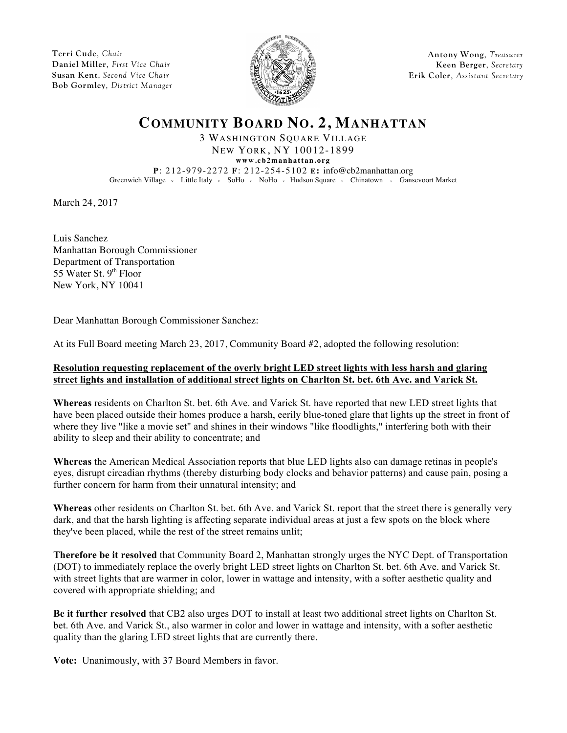**Terri Cude**, *Chair*
**Daniel Miller**, *First Vice Chair*
**Susan Kent**, *Second Vice Chair*
**Bob Gormley**, *District Manager*

**Antony Wong**, *Treasurer*
**Keen Berger**, *Secretary*
**Erik Coler**, *Assistant Secretary*

# COMMUNITY BOARD NO. 2, MANHATTAN

3 WASHINGTON SQUARE VILLAGE
NEW YORK, NY 10012-1899
**www.cb2manhattan.org**
**P**: 212-979-2272 **F**: 212-254-5102 **E:** info@cb2manhattan.org
Greenwich Village · Little Italy · SoHo · NoHo · Hudson Square · Chinatown · Gansevoort Market

March 24, 2017

Luis Sanchez
Manhattan Borough Commissioner
Department of Transportation
55 Water St. 9th Floor
New York, NY 10041

Dear Manhattan Borough Commissioner Sanchez:

At its Full Board meeting March 23, 2017, Community Board #2, adopted the following resolution:

**Resolution requesting replacement of the overly bright LED street lights with less harsh and glaring street lights and installation of additional street lights on Charlton St. bet. 6th Ave. and Varick St.**

**Whereas** residents on Charlton St. bet. 6th Ave. and Varick St. have reported that new LED street lights that have been placed outside their homes produce a harsh, eerily blue-toned glare that lights up the street in front of where they live "like a movie set" and shines in their windows "like floodlights," interfering both with their ability to sleep and their ability to concentrate; and

**Whereas** the American Medical Association reports that blue LED lights also can damage retinas in people's eyes, disrupt circadian rhythms (thereby disturbing body clocks and behavior patterns) and cause pain, posing a further concern for harm from their unnatural intensity; and

**Whereas** other residents on Charlton St. bet. 6th Ave. and Varick St. report that the street there is generally very dark, and that the harsh lighting is affecting separate individual areas at just a few spots on the block where they've been placed, while the rest of the street remains unlit;

**Therefore be it resolved** that Community Board 2, Manhattan strongly urges the NYC Dept. of Transportation (DOT) to immediately replace the overly bright LED street lights on Charlton St. bet. 6th Ave. and Varick St. with street lights that are warmer in color, lower in wattage and intensity, with a softer aesthetic quality and covered with appropriate shielding; and

**Be it further resolved** that CB2 also urges DOT to install at least two additional street lights on Charlton St. bet. 6th Ave. and Varick St., also warmer in color and lower in wattage and intensity, with a softer aesthetic quality than the glaring LED street lights that are currently there.

**Vote:** Unanimously, with 37 Board Members in favor.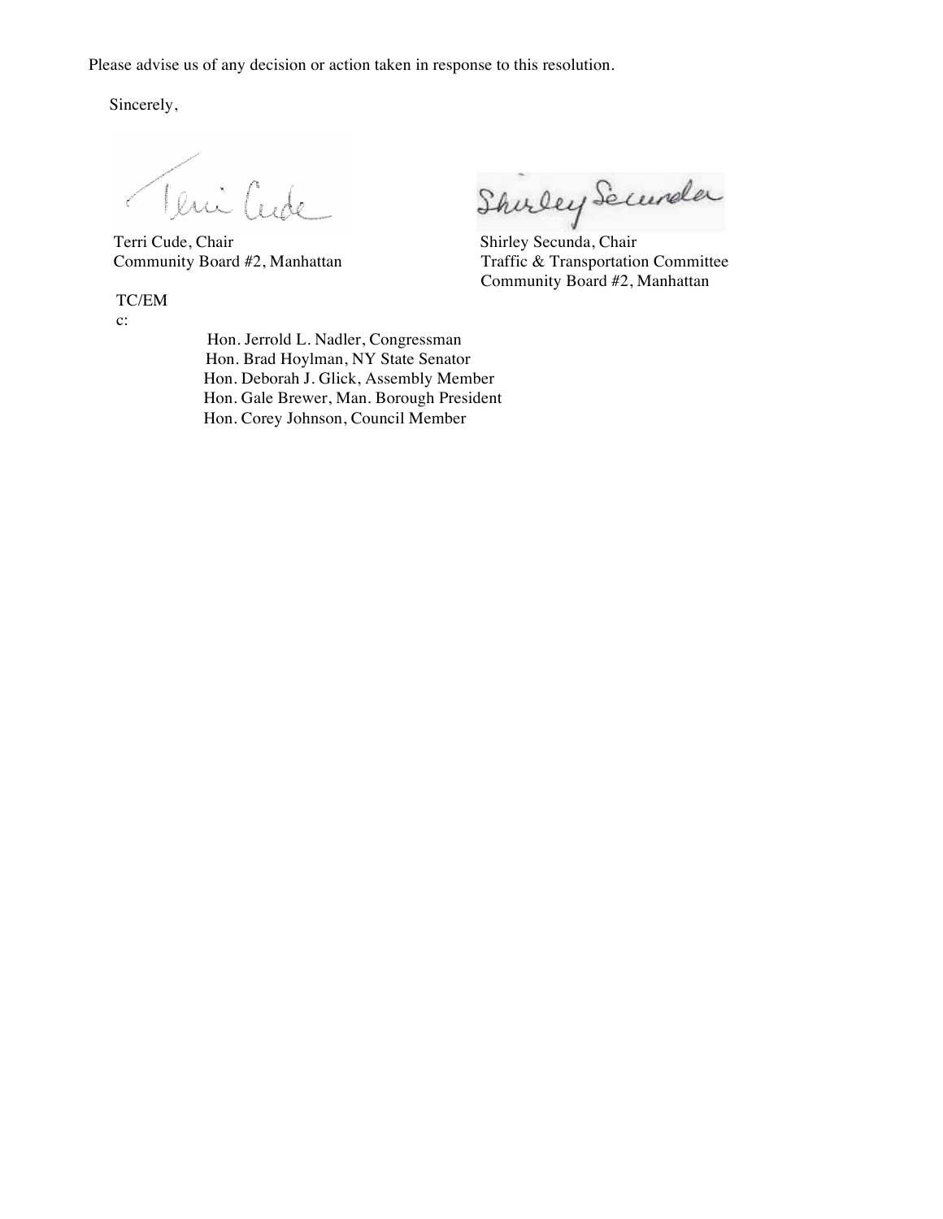Please advise us of any decision or action taken in response to this resolution.

Sincerely,

Terri Cude, Chair
Community Board #2, Manhattan

Shirley Secunda, Chair
Traffic & Transportation Committee
Community Board #2, Manhattan

TC/EM

c:

Hon. Jerrold L. Nadler, Congressman
Hon. Brad Hoylman, NY State Senator
Hon. Deborah J. Glick, Assembly Member
Hon. Gale Brewer, Man. Borough President
Hon. Corey Johnson, Council Member